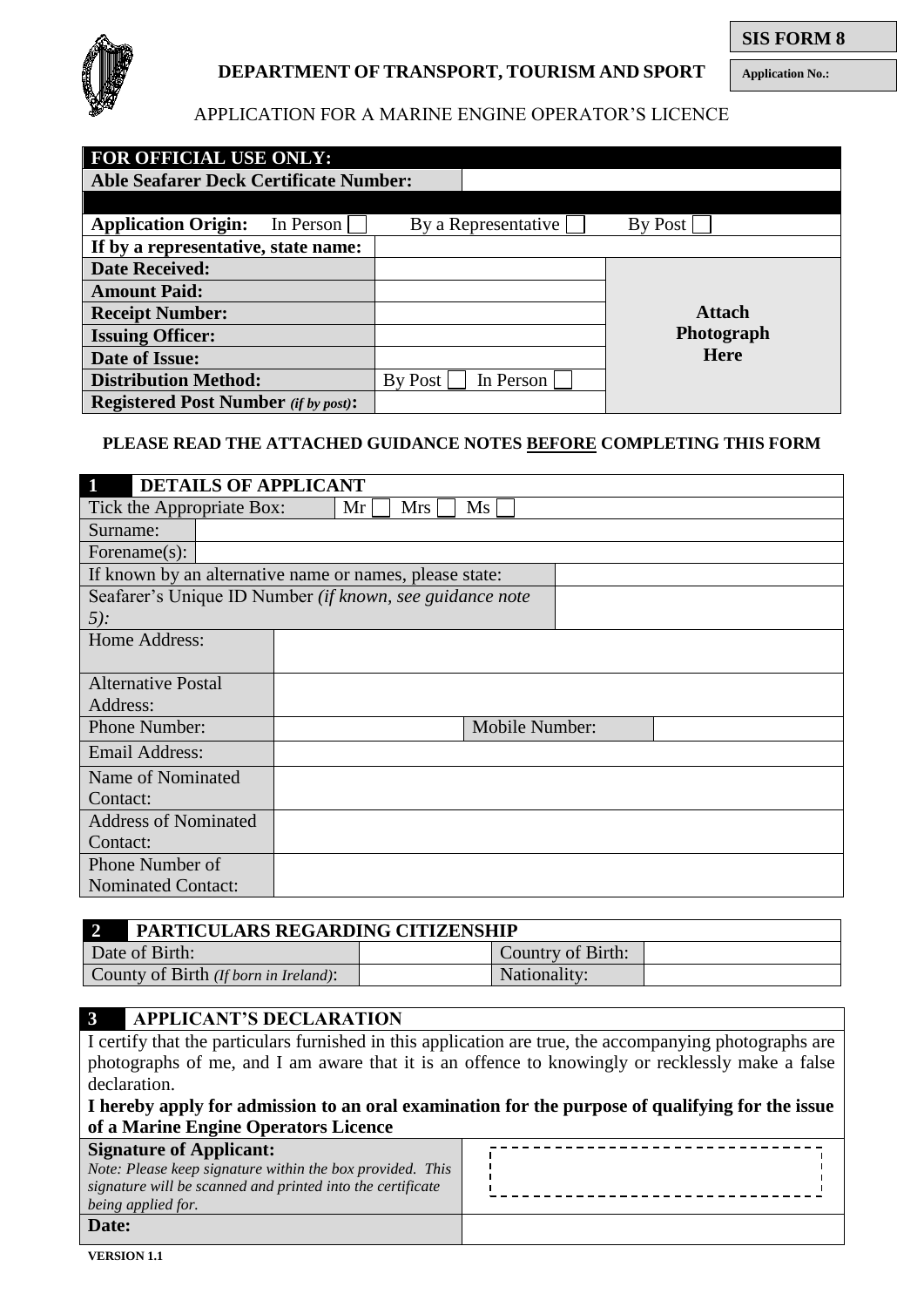**SIS FORM 8**

**Application No.:**

**DEPARTMENT OF TRANSPORT, TOURISM AND SPORT**

APPLICATION FOR A MARINE ENGINE OPERATOR'S LICENCE

| **FOR OFFICIAL USE ONLY:** | | |
|---|---|---|
| **Able Seafarer Deck Certificate Number:** | | |
| **Application Origin:** In Person ☐ | By a Representative ☐ | By Post ☐ |
| **If by a representative, state name:** | | |
| **Date Received:** | | **Attach Photograph Here** |
| **Amount Paid:** | | |
| **Receipt Number:** | | |
| **Issuing Officer:** | | |
| **Date of Issue:** | | |
| **Distribution Method:** | By Post ☐ In Person ☐ | |
| **Registered Post Number** *(if by post)*: | | |

**PLEASE READ THE ATTACHED GUIDANCE NOTES BEFORE COMPLETING THIS FORM**

| **1** | **DETAILS OF APPLICANT** | | |
|---|---|---|---|
| Tick the Appropriate Box: | Mr ☐ Mrs ☐ Ms ☐ | | |
| Surname: | | | |
| Forename(s): | | | |
| If known by an alternative name or names, please state: | | | |
| Seafarer's Unique ID Number *(if known, see guidance note 5)*: | | | |
| Home Address: | | | |
| Alternative Postal Address: | | | |
| Phone Number: | | Mobile Number: | |
| Email Address: | | | |
| Name of Nominated Contact: | | | |
| Address of Nominated Contact: | | | |
| Phone Number of Nominated Contact: | | | |

| **2** | **PARTICULARS REGARDING CITIZENSHIP** | | |
|---|---|---|---|
| Date of Birth: | | Country of Birth: | |
| County of Birth *(If born in Ireland)*: | | Nationality: | |

**3 APPLICANT'S DECLARATION**

I certify that the particulars furnished in this application are true, the accompanying photographs are photographs of me, and I am aware that it is an offence to knowingly or recklessly make a false declaration.

**I hereby apply for admission to an oral examination for the purpose of qualifying for the issue of a Marine Engine Operators Licence**

| **Signature of Applicant:** *Note: Please keep signature within the box provided. This signature will be scanned and printed into the certificate being applied for.* | |
|---|---|
| **Date:** | |

**VERSION 1.1**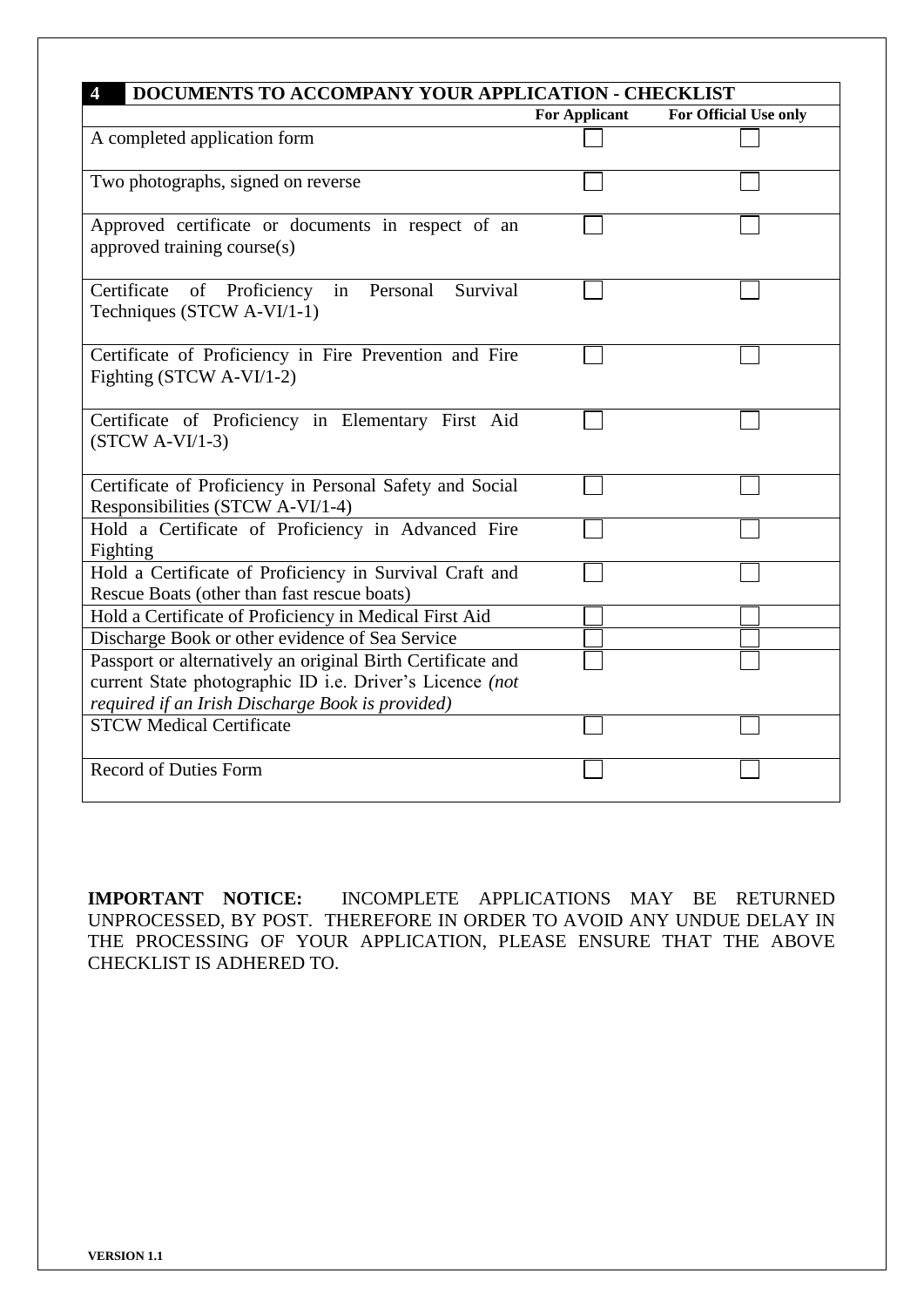## 4 DOCUMENTS TO ACCOMPANY YOUR APPLICATION - CHECKLIST

| | For Applicant | For Official Use only |
|---|---|---|
| A completed application form | ☐ | ☐ |
| Two photographs, signed on reverse | ☐ | ☐ |
| Approved certificate or documents in respect of an approved training course(s) | ☐ | ☐ |
| Certificate of Proficiency in Personal Survival Techniques (STCW A-VI/1-1) | ☐ | ☐ |
| Certificate of Proficiency in Fire Prevention and Fire Fighting (STCW A-VI/1-2) | ☐ | ☐ |
| Certificate of Proficiency in Elementary First Aid (STCW A-VI/1-3) | ☐ | ☐ |
| Certificate of Proficiency in Personal Safety and Social Responsibilities (STCW A-VI/1-4) | ☐ | ☐ |
| Hold a Certificate of Proficiency in Advanced Fire Fighting | ☐ | ☐ |
| Hold a Certificate of Proficiency in Survival Craft and Rescue Boats (other than fast rescue boats) | ☐ | ☐ |
| Hold a Certificate of Proficiency in Medical First Aid | ☐ | ☐ |
| Discharge Book or other evidence of Sea Service | ☐ | ☐ |
| Passport or alternatively an original Birth Certificate and current State photographic ID i.e. Driver's Licence *(not required if an Irish Discharge Book is provided)* | ☐ | ☐ |
| STCW Medical Certificate | ☐ | ☐ |
| Record of Duties Form | ☐ | ☐ |

**IMPORTANT NOTICE:** INCOMPLETE APPLICATIONS MAY BE RETURNED UNPROCESSED, BY POST. THEREFORE IN ORDER TO AVOID ANY UNDUE DELAY IN THE PROCESSING OF YOUR APPLICATION, PLEASE ENSURE THAT THE ABOVE CHECKLIST IS ADHERED TO.

**VERSION 1.1**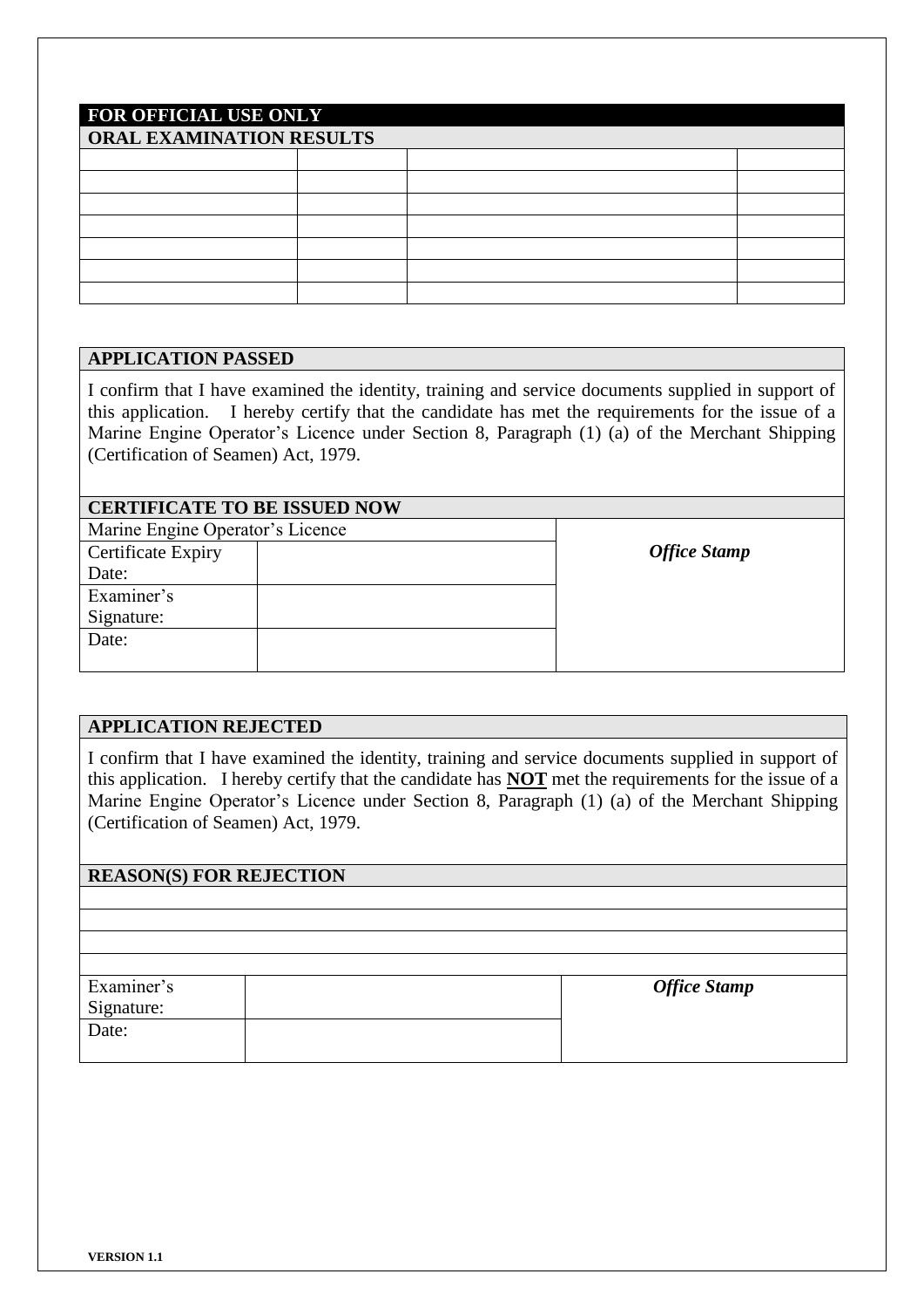**FOR OFFICIAL USE ONLY**

**ORAL EXAMINATION RESULTS**

| | | | |
|---|---|---|---|
| | | | |
| | | | |
| | | | |
| | | | |
| | | | |
| | | | |
| | | | |

**APPLICATION PASSED**

I confirm that I have examined the identity, training and service documents supplied in support of this application. I hereby certify that the candidate has met the requirements for the issue of a Marine Engine Operator's Licence under Section 8, Paragraph (1) (a) of the Merchant Shipping (Certification of Seamen) Act, 1979.

**CERTIFICATE TO BE ISSUED NOW**

| Marine Engine Operator's Licence | | ***Office Stamp*** |
|---|---|---|
| Certificate Expiry Date: | | |
| Examiner's Signature: | | |
| Date: | | |

**APPLICATION REJECTED**

I confirm that I have examined the identity, training and service documents supplied in support of this application. I hereby certify that the candidate has **NOT** met the requirements for the issue of a Marine Engine Operator's Licence under Section 8, Paragraph (1) (a) of the Merchant Shipping (Certification of Seamen) Act, 1979.

**REASON(S) FOR REJECTION**

| |
|---|
| |
| |
| |
| |

| Examiner's Signature: | | ***Office Stamp*** |
|---|---|---|
| Date: | | |

**VERSION 1.1**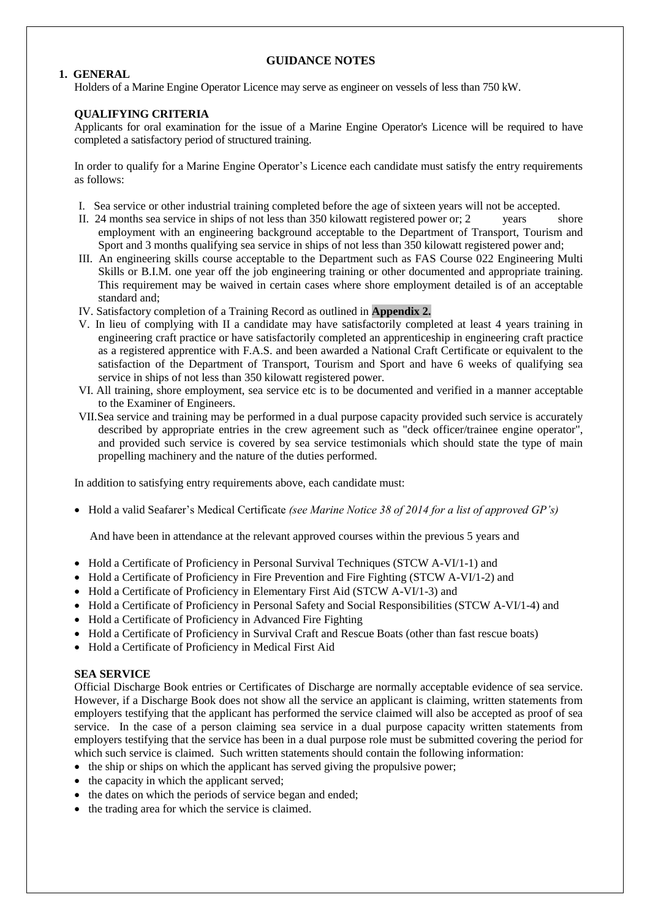## GUIDANCE NOTES

### 1. GENERAL

Holders of a Marine Engine Operator Licence may serve as engineer on vessels of less than 750 kW.

### QUALIFYING CRITERIA

Applicants for oral examination for the issue of a Marine Engine Operator's Licence will be required to have completed a satisfactory period of structured training.

In order to qualify for a Marine Engine Operator's Licence each candidate must satisfy the entry requirements as follows:

- I. Sea service or other industrial training completed before the age of sixteen years will not be accepted.
- II. 24 months sea service in ships of not less than 350 kilowatt registered power or; 2 years shore employment with an engineering background acceptable to the Department of Transport, Tourism and Sport and 3 months qualifying sea service in ships of not less than 350 kilowatt registered power and;
- III. An engineering skills course acceptable to the Department such as FAS Course 022 Engineering Multi Skills or B.I.M. one year off the job engineering training or other documented and appropriate training. This requirement may be waived in certain cases where shore employment detailed is of an acceptable standard and;
- IV. Satisfactory completion of a Training Record as outlined in **Appendix 2.**
- V. In lieu of complying with II a candidate may have satisfactorily completed at least 4 years training in engineering craft practice or have satisfactorily completed an apprenticeship in engineering craft practice as a registered apprentice with F.A.S. and been awarded a National Craft Certificate or equivalent to the satisfaction of the Department of Transport, Tourism and Sport and have 6 weeks of qualifying sea service in ships of not less than 350 kilowatt registered power.
- VI. All training, shore employment, sea service etc is to be documented and verified in a manner acceptable to the Examiner of Engineers.
- VII. Sea service and training may be performed in a dual purpose capacity provided such service is accurately described by appropriate entries in the crew agreement such as "deck officer/trainee engine operator", and provided such service is covered by sea service testimonials which should state the type of main propelling machinery and the nature of the duties performed.

In addition to satisfying entry requirements above, each candidate must:

- Hold a valid Seafarer's Medical Certificate *(see Marine Notice 38 of 2014 for a list of approved GP's)*

And have been in attendance at the relevant approved courses within the previous 5 years and

- Hold a Certificate of Proficiency in Personal Survival Techniques (STCW A-VI/1-1) and
- Hold a Certificate of Proficiency in Fire Prevention and Fire Fighting (STCW A-VI/1-2) and
- Hold a Certificate of Proficiency in Elementary First Aid (STCW A-VI/1-3) and
- Hold a Certificate of Proficiency in Personal Safety and Social Responsibilities (STCW A-VI/1-4) and
- Hold a Certificate of Proficiency in Advanced Fire Fighting
- Hold a Certificate of Proficiency in Survival Craft and Rescue Boats (other than fast rescue boats)
- Hold a Certificate of Proficiency in Medical First Aid

### SEA SERVICE

Official Discharge Book entries or Certificates of Discharge are normally acceptable evidence of sea service. However, if a Discharge Book does not show all the service an applicant is claiming, written statements from employers testifying that the applicant has performed the service claimed will also be accepted as proof of sea service. In the case of a person claiming sea service in a dual purpose capacity written statements from employers testifying that the service has been in a dual purpose role must be submitted covering the period for which such service is claimed. Such written statements should contain the following information:

- the ship or ships on which the applicant has served giving the propulsive power;
- the capacity in which the applicant served;
- the dates on which the periods of service began and ended;
- the trading area for which the service is claimed.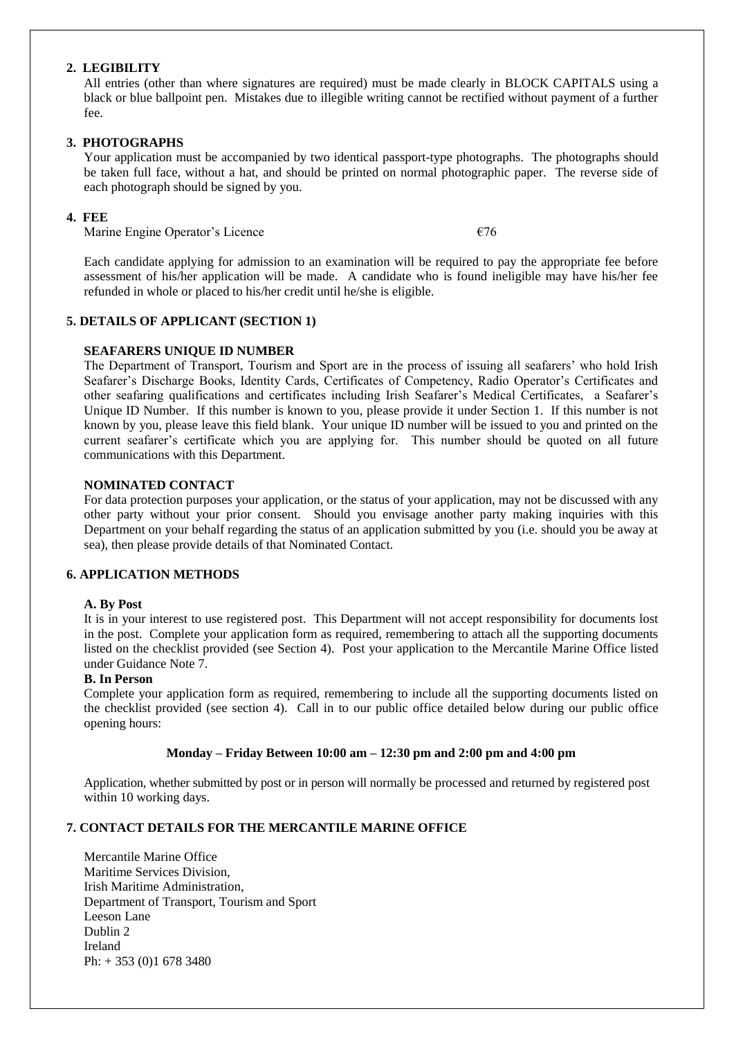## 2. LEGIBILITY

All entries (other than where signatures are required) must be made clearly in BLOCK CAPITALS using a black or blue ballpoint pen. Mistakes due to illegible writing cannot be rectified without payment of a further fee.

## 3. PHOTOGRAPHS

Your application must be accompanied by two identical passport-type photographs. The photographs should be taken full face, without a hat, and should be printed on normal photographic paper. The reverse side of each photograph should be signed by you.

## 4. FEE

| Marine Engine Operator's Licence | €76 |
|---|---|

Each candidate applying for admission to an examination will be required to pay the appropriate fee before assessment of his/her application will be made. A candidate who is found ineligible may have his/her fee refunded in whole or placed to his/her credit until he/she is eligible.

## 5. DETAILS OF APPLICANT (SECTION 1)

### SEAFARERS UNIQUE ID NUMBER

The Department of Transport, Tourism and Sport are in the process of issuing all seafarers' who hold Irish Seafarer's Discharge Books, Identity Cards, Certificates of Competency, Radio Operator's Certificates and other seafaring qualifications and certificates including Irish Seafarer's Medical Certificates, a Seafarer's Unique ID Number. If this number is known to you, please provide it under Section 1. If this number is not known by you, please leave this field blank. Your unique ID number will be issued to you and printed on the current seafarer's certificate which you are applying for. This number should be quoted on all future communications with this Department.

### NOMINATED CONTACT

For data protection purposes your application, or the status of your application, may not be discussed with any other party without your prior consent. Should you envisage another party making inquiries with this Department on your behalf regarding the status of an application submitted by you (i.e. should you be away at sea), then please provide details of that Nominated Contact.

## 6. APPLICATION METHODS

### A. By Post

It is in your interest to use registered post. This Department will not accept responsibility for documents lost in the post. Complete your application form as required, remembering to attach all the supporting documents listed on the checklist provided (see Section 4). Post your application to the Mercantile Marine Office listed under Guidance Note 7.

### B. In Person

Complete your application form as required, remembering to include all the supporting documents listed on the checklist provided (see section 4). Call in to our public office detailed below during our public office opening hours:

**Monday – Friday Between 10:00 am – 12:30 pm and 2:00 pm and 4:00 pm**

Application, whether submitted by post or in person will normally be processed and returned by registered post within 10 working days.

## 7. CONTACT DETAILS FOR THE MERCANTILE MARINE OFFICE

Mercantile Marine Office
Maritime Services Division,
Irish Maritime Administration,
Department of Transport, Tourism and Sport
Leeson Lane
Dublin 2
Ireland
Ph: + 353 (0)1 678 3480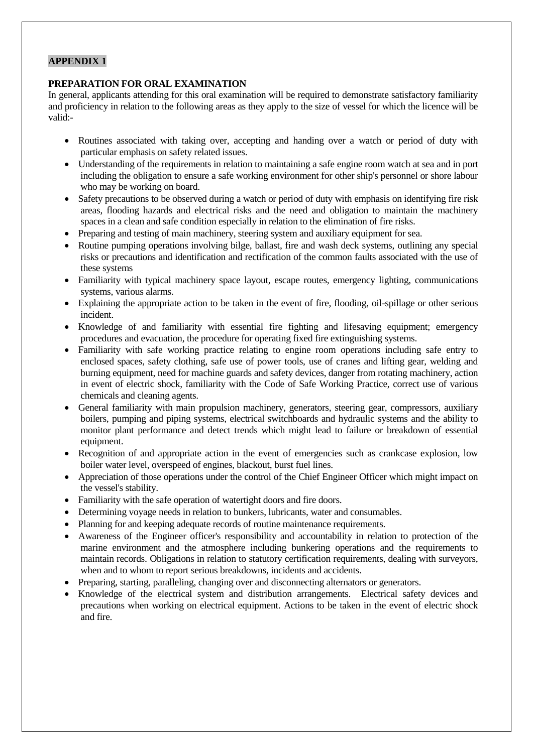**APPENDIX 1**

**PREPARATION FOR ORAL EXAMINATION**

In general, applicants attending for this oral examination will be required to demonstrate satisfactory familiarity and proficiency in relation to the following areas as they apply to the size of vessel for which the licence will be valid:-

- Routines associated with taking over, accepting and handing over a watch or period of duty with particular emphasis on safety related issues.
- Understanding of the requirements in relation to maintaining a safe engine room watch at sea and in port including the obligation to ensure a safe working environment for other ship's personnel or shore labour who may be working on board.
- Safety precautions to be observed during a watch or period of duty with emphasis on identifying fire risk areas, flooding hazards and electrical risks and the need and obligation to maintain the machinery spaces in a clean and safe condition especially in relation to the elimination of fire risks.
- Preparing and testing of main machinery, steering system and auxiliary equipment for sea.
- Routine pumping operations involving bilge, ballast, fire and wash deck systems, outlining any special risks or precautions and identification and rectification of the common faults associated with the use of these systems
- Familiarity with typical machinery space layout, escape routes, emergency lighting, communications systems, various alarms.
- Explaining the appropriate action to be taken in the event of fire, flooding, oil-spillage or other serious incident.
- Knowledge of and familiarity with essential fire fighting and lifesaving equipment; emergency procedures and evacuation, the procedure for operating fixed fire extinguishing systems.
- Familiarity with safe working practice relating to engine room operations including safe entry to enclosed spaces, safety clothing, safe use of power tools, use of cranes and lifting gear, welding and burning equipment, need for machine guards and safety devices, danger from rotating machinery, action in event of electric shock, familiarity with the Code of Safe Working Practice, correct use of various chemicals and cleaning agents.
- General familiarity with main propulsion machinery, generators, steering gear, compressors, auxiliary boilers, pumping and piping systems, electrical switchboards and hydraulic systems and the ability to monitor plant performance and detect trends which might lead to failure or breakdown of essential equipment.
- Recognition of and appropriate action in the event of emergencies such as crankcase explosion, low boiler water level, overspeed of engines, blackout, burst fuel lines.
- Appreciation of those operations under the control of the Chief Engineer Officer which might impact on the vessel's stability.
- Familiarity with the safe operation of watertight doors and fire doors.
- Determining voyage needs in relation to bunkers, lubricants, water and consumables.
- Planning for and keeping adequate records of routine maintenance requirements.
- Awareness of the Engineer officer's responsibility and accountability in relation to protection of the marine environment and the atmosphere including bunkering operations and the requirements to maintain records. Obligations in relation to statutory certification requirements, dealing with surveyors, when and to whom to report serious breakdowns, incidents and accidents.
- Preparing, starting, paralleling, changing over and disconnecting alternators or generators.
- Knowledge of the electrical system and distribution arrangements. Electrical safety devices and precautions when working on electrical equipment. Actions to be taken in the event of electric shock and fire.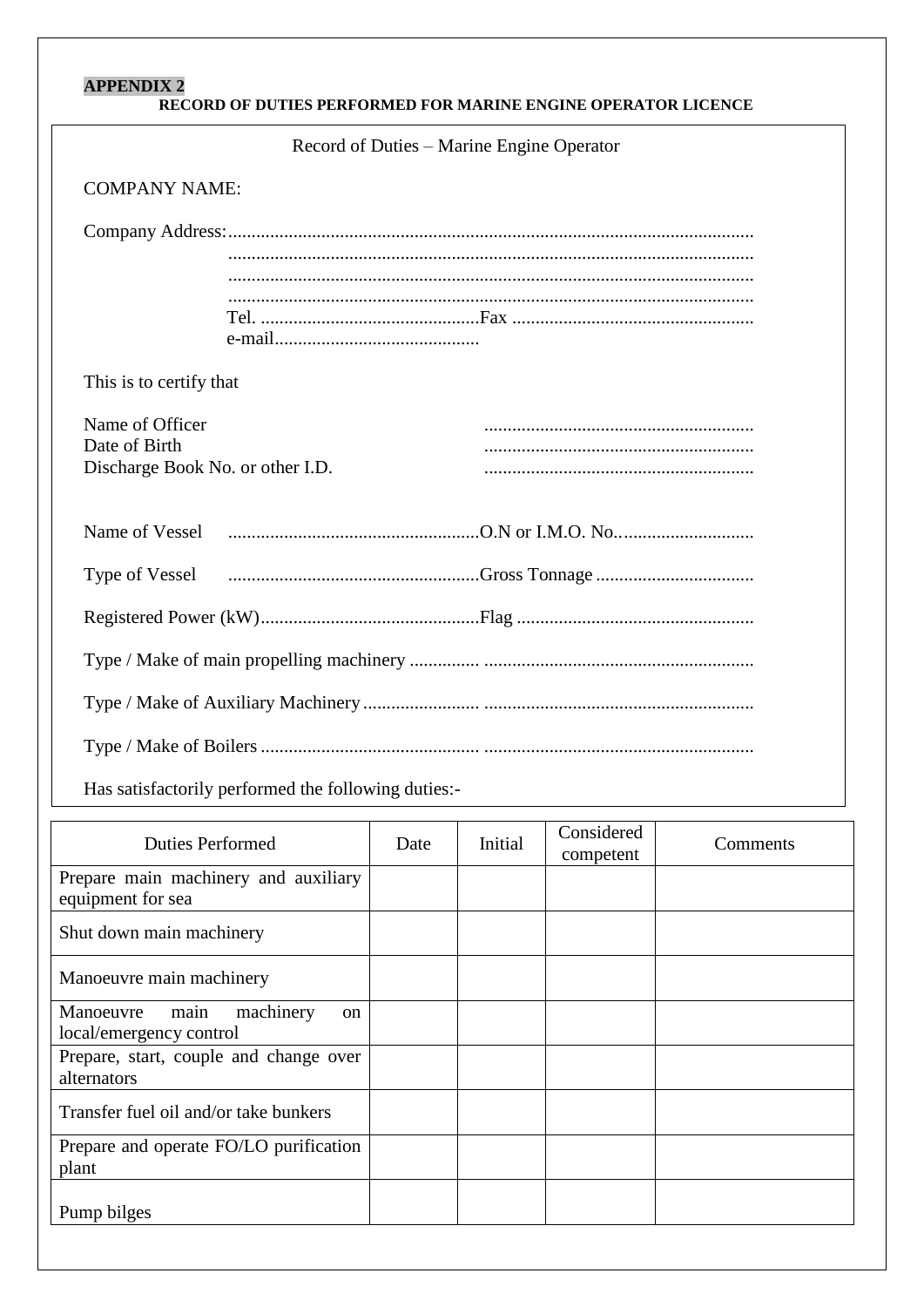**APPENDIX 2**

**RECORD OF DUTIES PERFORMED FOR MARINE ENGINE OPERATOR LICENCE**

Record of Duties – Marine Engine Operator

COMPANY NAME:

Company Address:................................................................................................................
................................................................................................................
................................................................................................................
................................................................................................................
Tel. ...............................................Fax ....................................................
e-mail............................................

This is to certify that

Name of Officer ..........................................................
Date of Birth ..........................................................
Discharge Book No. or other I.D. ..........................................................

Name of Vessel ......................................................O.N or I.M.O. No..............................

Type of Vessel ......................................................Gross Tonnage ..................................

Registered Power (kW)...............................................Flag ...................................................

Type / Make of main propelling machinery ............... ..........................................................

Type / Make of Auxiliary Machinery......................... ..........................................................

Type / Make of Boilers ............................................. ..........................................................

Has satisfactorily performed the following duties:-

| Duties Performed | Date | Initial | Considered competent | Comments |
|---|---|---|---|---|
| Prepare main machinery and auxiliary equipment for sea | | | | |
| Shut down main machinery | | | | |
| Manoeuvre main machinery | | | | |
| Manoeuvre main machinery on local/emergency control | | | | |
| Prepare, start, couple and change over alternators | | | | |
| Transfer fuel oil and/or take bunkers | | | | |
| Prepare and operate FO/LO purification plant | | | | |
| Pump bilges | | | | |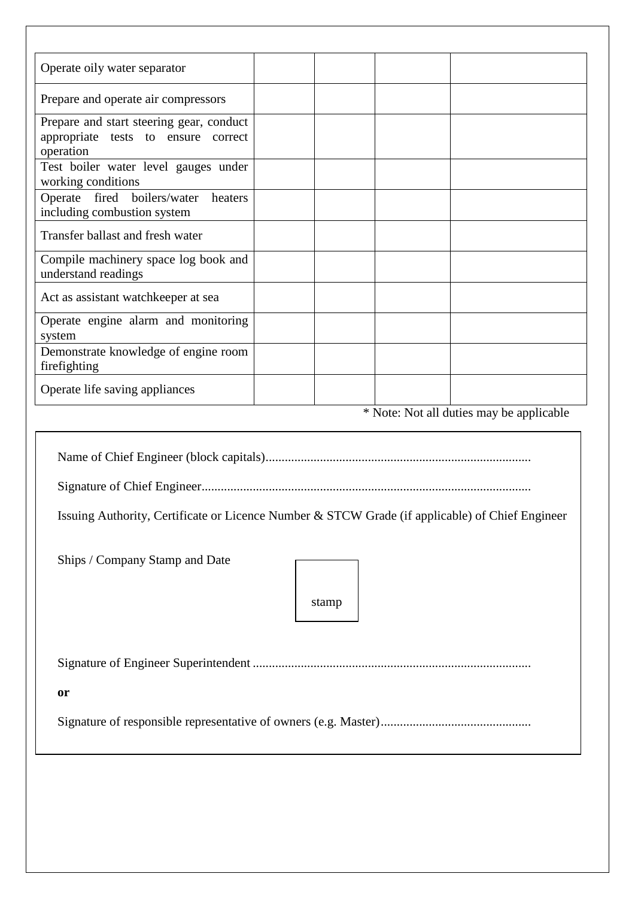| | | | | |
|---|---|---|---|---|
| Operate oily water separator | | | | |
| Prepare and operate air compressors | | | | |
| Prepare and start steering gear, conduct appropriate tests to ensure correct operation | | | | |
| Test boiler water level gauges under working conditions | | | | |
| Operate fired boilers/water heaters including combustion system | | | | |
| Transfer ballast and fresh water | | | | |
| Compile machinery space log book and understand readings | | | | |
| Act as assistant watchkeeper at sea | | | | |
| Operate engine alarm and monitoring system | | | | |
| Demonstrate knowledge of engine room firefighting | | | | |
| Operate life saving appliances | | | | |

\* Note: Not all duties may be applicable

Name of Chief Engineer (block capitals)..................................................................................

Signature of Chief Engineer......................................................................................................

Issuing Authority, Certificate or Licence Number & STCW Grade (if applicable) of Chief Engineer

Ships / Company Stamp and Date

stamp

Signature of Engineer Superintendent ......................................................................................

**or**

Signature of responsible representative of owners (e.g. Master)..............................................